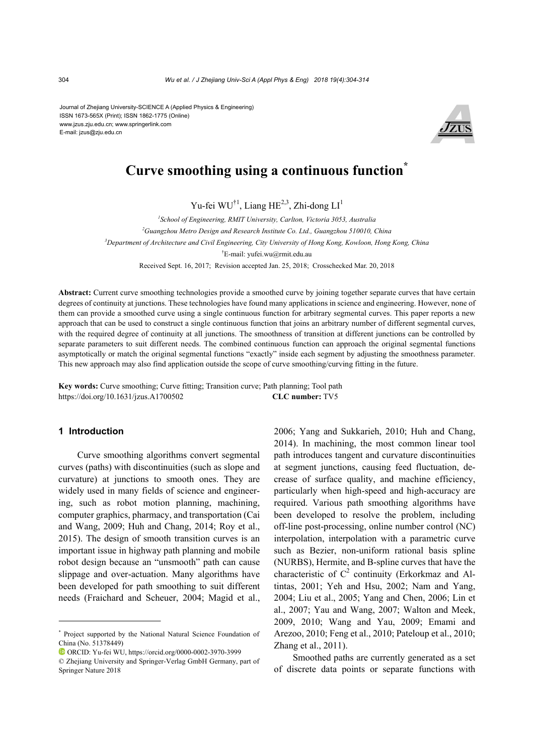Journal of Zhejiang University-SCIENCE A (Applied Physics & Engineering)
ISSN 1673-565X (Print); ISSN 1862-1775 (Online)
www.jzus.zju.edu.cn; www.springerlink.com
E-mail: jzus@zju.edu.cn

# Curve smoothing using a continuous function*

Yu-fei WU[†1], Liang HE[2,3], Zhi-dong LI[1]

[1]*School of Engineering, RMIT University, Carlton, Victoria 3053, Australia*

[2]*Guangzhou Metro Design and Research Institute Co. Ltd., Guangzhou 510010, China*

[3]*Department of Architecture and Civil Engineering, City University of Hong Kong, Kowloon, Hong Kong, China*

[†]E-mail: yufei.wu@rmit.edu.au

Received Sept. 16, 2017; Revision accepted Jan. 25, 2018; Crosschecked Mar. 20, 2018

**Abstract:** Current curve smoothing technologies provide a smoothed curve by joining together separate curves that have certain degrees of continuity at junctions. These technologies have found many applications in science and engineering. However, none of them can provide a smoothed curve using a single continuous function for arbitrary segmental curves. This paper reports a new approach that can be used to construct a single continuous function that joins an arbitrary number of different segmental curves, with the required degree of continuity at all junctions. The smoothness of transition at different junctions can be controlled by separate parameters to suit different needs. The combined continuous function can approach the original segmental functions asymptotically or match the original segmental functions "exactly" inside each segment by adjusting the smoothness parameter. This new approach may also find application outside the scope of curve smoothing/curving fitting in the future.

**Key words:** Curve smoothing; Curve fitting; Transition curve; Path planning; Tool path
https://doi.org/10.1631/jzus.A1700502 **CLC number:** TV5

## 1 Introduction

Curve smoothing algorithms convert segmental curves (paths) with discontinuities (such as slope and curvature) at junctions to smooth ones. They are widely used in many fields of science and engineering, such as robot motion planning, machining, computer graphics, pharmacy, and transportation (Cai and Wang, 2009; Huh and Chang, 2014; Roy et al., 2015). The design of smooth transition curves is an important issue in highway path planning and mobile robot design because an "unsmooth" path can cause slippage and over-actuation. Many algorithms have been developed for path smoothing to suit different needs (Fraichard and Scheuer, 2004; Magid et al., 2006; Yang and Sukkarieh, 2010; Huh and Chang, 2014). In machining, the most common linear tool path introduces tangent and curvature discontinuities at segment junctions, causing feed fluctuation, decrease of surface quality, and machine efficiency, particularly when high-speed and high-accuracy are required. Various path smoothing algorithms have been developed to resolve the problem, including off-line post-processing, online number control (NC) interpolation, interpolation with a parametric curve such as Bezier, non-uniform rational basis spline (NURBS), Hermite, and B-spline curves that have the characteristic of $C^2$ continuity (Erkorkmaz and Altintas, 2001; Yeh and Hsu, 2002; Nam and Yang, 2004; Liu et al., 2005; Yang and Chen, 2006; Lin et al., 2007; Yau and Wang, 2007; Walton and Meek, 2009, 2010; Wang and Yau, 2009; Emami and Arezoo, 2010; Feng et al., 2010; Pateloup et al., 2010; Zhang et al., 2011).

Smoothed paths are currently generated as a set of discrete data points or separate functions with

---

* Project supported by the National Natural Science Foundation of China (No. 51378449)

ORCID: Yu-fei WU, https://orcid.org/0000-0002-3970-3999

© Zhejiang University and Springer-Verlag GmbH Germany, part of Springer Nature 2018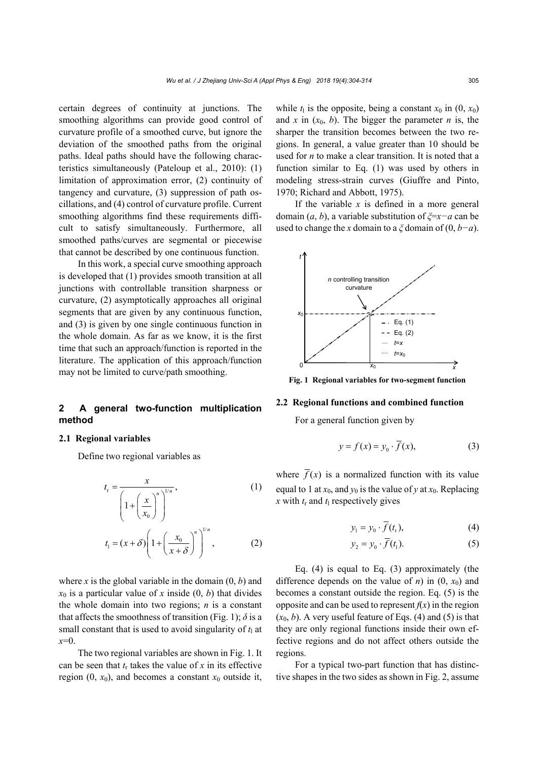certain degrees of continuity at junctions. The smoothing algorithms can provide good control of curvature profile of a smoothed curve, but ignore the deviation of the smoothed paths from the original paths. Ideal paths should have the following characteristics simultaneously (Pateloup et al., 2010): (1) limitation of approximation error, (2) continuity of tangency and curvature, (3) suppression of path oscillations, and (4) control of curvature profile. Current smoothing algorithms find these requirements difficult to satisfy simultaneously. Furthermore, all smoothed paths/curves are segmental or piecewise that cannot be described by one continuous function.

In this work, a special curve smoothing approach is developed that (1) provides smooth transition at all junctions with controllable transition sharpness or curvature, (2) asymptotically approaches all original segments that are given by any continuous function, and (3) is given by one single continuous function in the whole domain. As far as we know, it is the first time that such an approach/function is reported in the literature. The application of this approach/function may not be limited to curve/path smoothing.

## 2 A general two-function multiplication method

### 2.1 Regional variables

Define two regional variables as

$$t_{\mathrm{r}}=\frac{x}{\left(1+\left(\dfrac{x}{x_0}\right)^n\right)^{1/n}}, \tag{1}$$

$$t_{\mathrm{l}}=(x+\delta)\left(1+\left(\frac{x_0}{x+\delta}\right)^n\right)^{1/n}, \tag{2}$$

where $x$ is the global variable in the domain $(0, b)$ and $x_0$ is a particular value of $x$ inside $(0, b)$ that divides the whole domain into two regions; $n$ is a constant that affects the smoothness of transition (Fig. 1); $\delta$ is a small constant that is used to avoid singularity of $t_{\mathrm{l}}$ at $x$=0.

The two regional variables are shown in Fig. 1. It can be seen that $t_{\mathrm{r}}$ takes the value of $x$ in its effective region $(0, x_0)$, and becomes a constant $x_0$ outside it, while $t_{\mathrm{l}}$ is the opposite, being a constant $x_0$ in $(0, x_0)$ and $x$ in $(x_0, b)$. The bigger the parameter $n$ is, the sharper the transition becomes between the two regions. In general, a value greater than 10 should be used for $n$ to make a clear transition. It is noted that a function similar to Eq. (1) was used by others in modeling stress-strain curves (Giuffre and Pinto, 1970; Richard and Abbott, 1975).

If the variable $x$ is defined in a more general domain $(a, b)$, a variable substitution of $\xi=x-a$ can be used to change the $x$ domain to a $\xi$ domain of $(0, b-a)$.

**Fig. 1 Regional variables for two-segment function**

### 2.2 Regional functions and combined function

For a general function given by

$$y=f(x)=y_0\cdot\overline{f}(x), \tag{3}$$

where $\overline{f}(x)$ is a normalized function with its value equal to 1 at $x_0$, and $y_0$ is the value of $y$ at $x_0$. Replacing $x$ with $t_{\mathrm{r}}$ and $t_{\mathrm{l}}$ respectively gives

$$y_1=y_0\cdot\overline{f}(t_{\mathrm{r}}), \tag{4}$$

$$y_2=y_0\cdot\overline{f}(t_{\mathrm{l}}). \tag{5}$$

Eq. (4) is equal to Eq. (3) approximately (the difference depends on the value of $n$) in $(0, x_0)$ and becomes a constant outside the region. Eq. (5) is the opposite and can be used to represent $f(x)$ in the region $(x_0, b)$. A very useful feature of Eqs. (4) and (5) is that they are only regional functions inside their own effective regions and do not affect others outside the regions.

For a typical two-part function that has distinctive shapes in the two sides as shown in Fig. 2, assume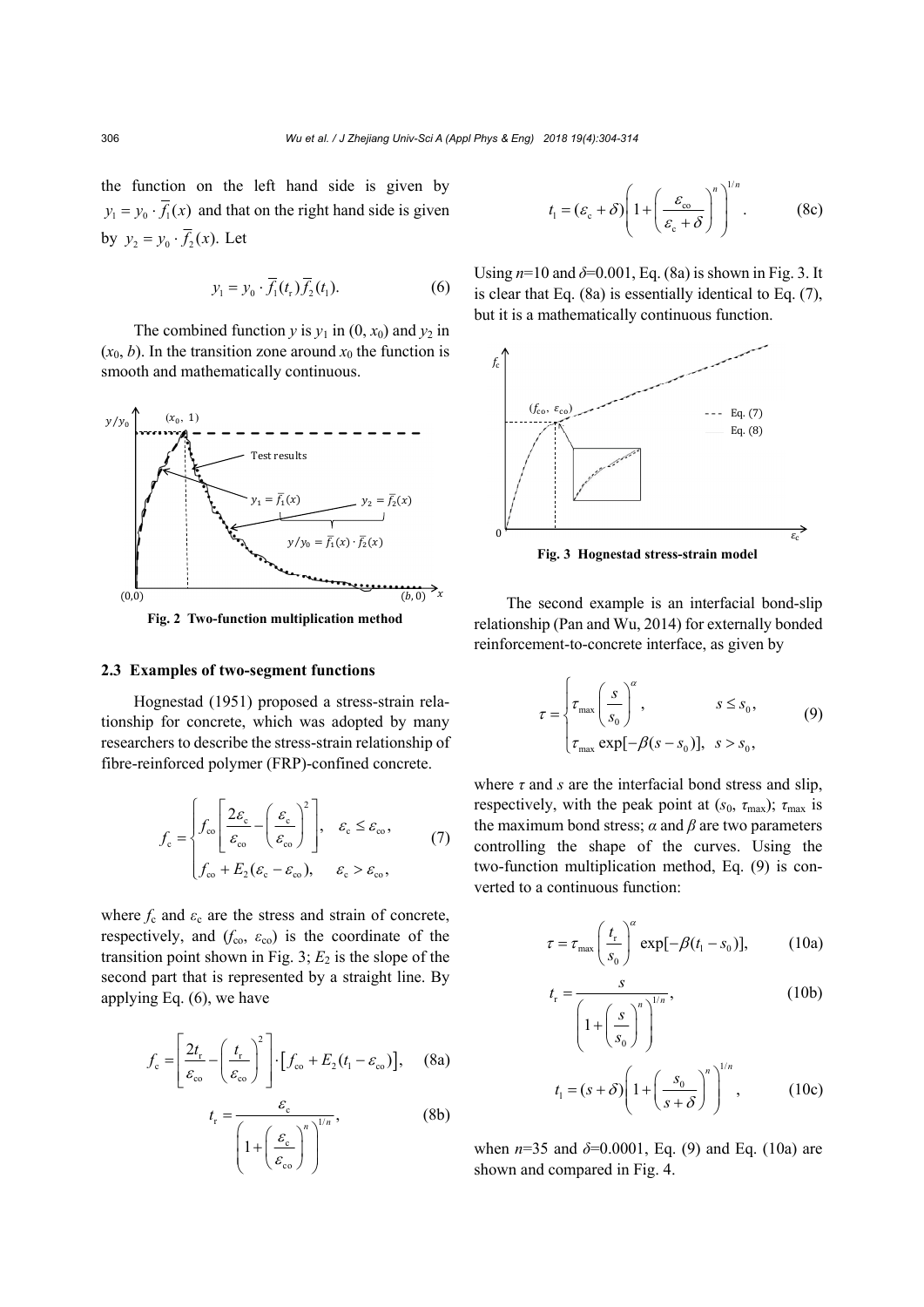the function on the left hand side is given by $y_1 = y_0 \cdot \overline{f}_1(x)$ and that on the right hand side is given by $y_2 = y_0 \cdot \overline{f}_2(x)$. Let

$$y_1 = y_0 \cdot \overline{f}_1(t_\mathrm{r})\overline{f}_2(t_1). \tag{6}$$

The combined function $y$ is $y_1$ in $(0, x_0)$ and $y_2$ in $(x_0, b)$. In the transition zone around $x_0$ the function is smooth and mathematically continuous.

**Fig. 2 Two-function multiplication method**

### 2.3 Examples of two-segment functions

Hognestad (1951) proposed a stress-strain relationship for concrete, which was adopted by many researchers to describe the stress-strain relationship of fibre-reinforced polymer (FRP)-confined concrete.

$$f_\mathrm{c} = \begin{cases} f_\mathrm{co}\left[\dfrac{2\varepsilon_\mathrm{c}}{\varepsilon_\mathrm{co}} - \left(\dfrac{\varepsilon_\mathrm{c}}{\varepsilon_\mathrm{co}}\right)^2\right], & \varepsilon_\mathrm{c} \le \varepsilon_\mathrm{co}, \\ f_\mathrm{co} + E_2(\varepsilon_\mathrm{c} - \varepsilon_\mathrm{co}), & \varepsilon_\mathrm{c} > \varepsilon_\mathrm{co}, \end{cases} \tag{7}$$

where $f_\mathrm{c}$ and $\varepsilon_\mathrm{c}$ are the stress and strain of concrete, respectively, and $(f_\mathrm{co}, \varepsilon_\mathrm{co})$ is the coordinate of the transition point shown in Fig. 3; $E_2$ is the slope of the second part that is represented by a straight line. By applying Eq. (6), we have

$$f_\mathrm{c} = \left[\frac{2t_\mathrm{r}}{\varepsilon_\mathrm{co}} - \left(\frac{t_\mathrm{r}}{\varepsilon_\mathrm{co}}\right)^2\right] \cdot \left[f_\mathrm{co} + E_2(t_1 - \varepsilon_\mathrm{co})\right], \tag{8a}$$

$$t_\mathrm{r} = \frac{\varepsilon_\mathrm{c}}{\left(1 + \left(\dfrac{\varepsilon_\mathrm{c}}{\varepsilon_\mathrm{co}}\right)^n\right)^{1/n}}, \tag{8b}$$

$$t_1 = (\varepsilon_\mathrm{c} + \delta)\left(1 + \left(\frac{\varepsilon_\mathrm{co}}{\varepsilon_\mathrm{c} + \delta}\right)^n\right)^{1/n}. \tag{8c}$$

Using $n$=10 and $\delta$=0.001, Eq. (8a) is shown in Fig. 3. It is clear that Eq. (8a) is essentially identical to Eq. (7), but it is a mathematically continuous function.

**Fig. 3 Hognestad stress-strain model**

The second example is an interfacial bond-slip relationship (Pan and Wu, 2014) for externally bonded reinforcement-to-concrete interface, as given by

$$\tau = \begin{cases} \tau_\mathrm{max}\left(\dfrac{s}{s_0}\right)^\alpha, & s \le s_0, \\ \tau_\mathrm{max}\exp[-\beta(s - s_0)], & s > s_0, \end{cases} \tag{9}$$

where $\tau$ and $s$ are the interfacial bond stress and slip, respectively, with the peak point at $(s_0, \tau_\mathrm{max})$; $\tau_\mathrm{max}$ is the maximum bond stress; $\alpha$ and $\beta$ are two parameters controlling the shape of the curves. Using the two-function multiplication method, Eq. (9) is converted to a continuous function:

$$\tau = \tau_\mathrm{max}\left(\frac{t_\mathrm{r}}{s_0}\right)^\alpha \exp[-\beta(t_1 - s_0)], \tag{10a}$$

$$t_\mathrm{r} = \frac{s}{\left(1 + \left(\dfrac{s}{s_0}\right)^n\right)^{1/n}}, \tag{10b}$$

$$t_1 = (s + \delta)\left(1 + \left(\frac{s_0}{s + \delta}\right)^n\right)^{1/n}, \tag{10c}$$

when $n$=35 and $\delta$=0.0001, Eq. (9) and Eq. (10a) are shown and compared in Fig. 4.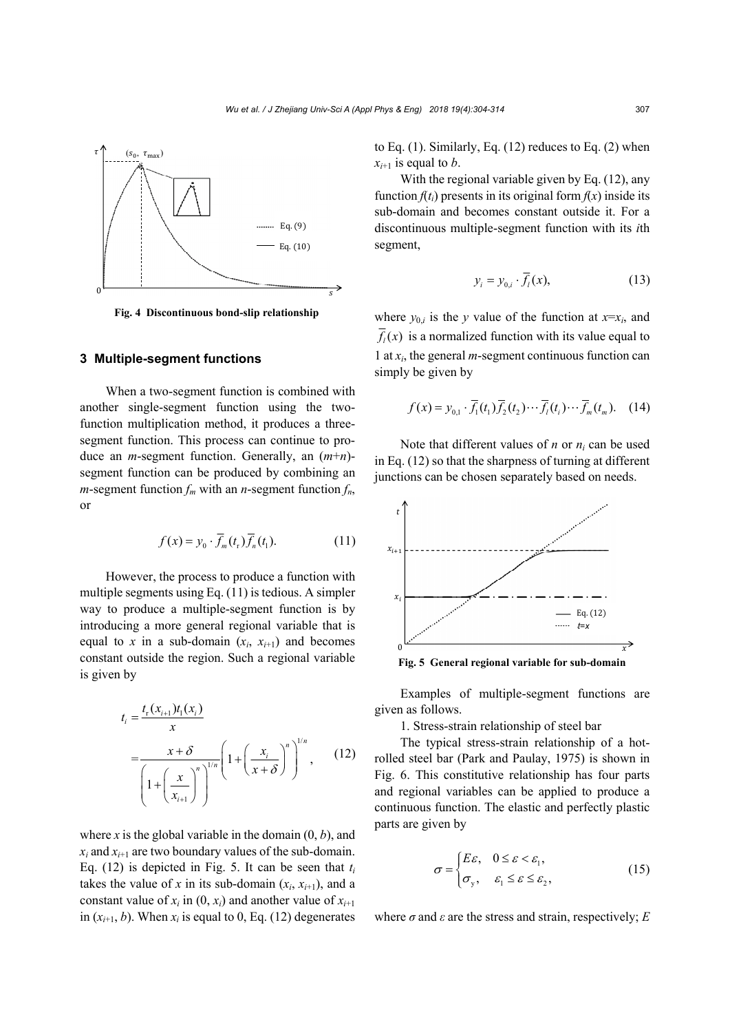Fig. 4 Discontinuous bond-slip relationship

## 3 Multiple-segment functions

When a two-segment function is combined with another single-segment function using the two-function multiplication method, it produces a three-segment function. This process can continue to produce an *m*-segment function. Generally, an $(m+n)$-segment function can be produced by combining an *m*-segment function $f_m$ with an *n*-segment function $f_n$, or

$$f(x) = y_0 \cdot \overline{f}_m(t_\text{r})\overline{f}_n(t_\text{l}). \tag{11}$$

However, the process to produce a function with multiple segments using Eq. (11) is tedious. A simpler way to produce a multiple-segment function is by introducing a more general regional variable that is equal to $x$ in a sub-domain $(x_i, x_{i+1})$ and becomes constant outside the region. Such a regional variable is given by

$$t_i = \frac{t_\text{r}(x_{i+1})t_\text{l}(x_i)}{x} = \frac{x+\delta}{\left(1+\left(\dfrac{x}{x_{i+1}}\right)^n\right)^{1/n}}\left(1+\left(\frac{x_i}{x+\delta}\right)^n\right)^{1/n}, \tag{12}$$

where $x$ is the global variable in the domain $(0, b)$, and $x_i$ and $x_{i+1}$ are two boundary values of the sub-domain. Eq. (12) is depicted in Fig. 5. It can be seen that $t_i$ takes the value of $x$ in its sub-domain $(x_i, x_{i+1})$, and a constant value of $x_i$ in $(0, x_i)$ and another value of $x_{i+1}$ in $(x_{i+1}, b)$. When $x_i$ is equal to 0, Eq. (12) degenerates to Eq. (1). Similarly, Eq. (12) reduces to Eq. (2) when $x_{i+1}$ is equal to $b$.

With the regional variable given by Eq. (12), any function $f(t_i)$ presents in its original form $f(x)$ inside its sub-domain and becomes constant outside it. For a discontinuous multiple-segment function with its *i*th segment,

$$y_i = y_{0,i} \cdot \overline{f}_i(x), \tag{13}$$

where $y_{0,i}$ is the $y$ value of the function at $x=x_i$, and $\overline{f}_i(x)$ is a normalized function with its value equal to 1 at $x_i$, the general *m*-segment continuous function can simply be given by

$$f(x) = y_{0,1} \cdot \overline{f}_1(t_1)\overline{f}_2(t_2)\cdots\overline{f}_i(t_i)\cdots\overline{f}_m(t_m). \tag{14}$$

Note that different values of $n$ or $n_i$ can be used in Eq. (12) so that the sharpness of turning at different junctions can be chosen separately based on needs.

Fig. 5 General regional variable for sub-domain

Examples of multiple-segment functions are given as follows.

1. Stress-strain relationship of steel bar

The typical stress-strain relationship of a hot-rolled steel bar (Park and Paulay, 1975) is shown in Fig. 6. This constitutive relationship has four parts and regional variables can be applied to produce a continuous function. The elastic and perfectly plastic parts are given by

$$\sigma = \begin{cases} E\varepsilon, & 0 \le \varepsilon < \varepsilon_1, \\ \sigma_y, & \varepsilon_1 \le \varepsilon \le \varepsilon_2, \end{cases} \tag{15}$$

where $\sigma$ and $\varepsilon$ are the stress and strain, respectively; $E$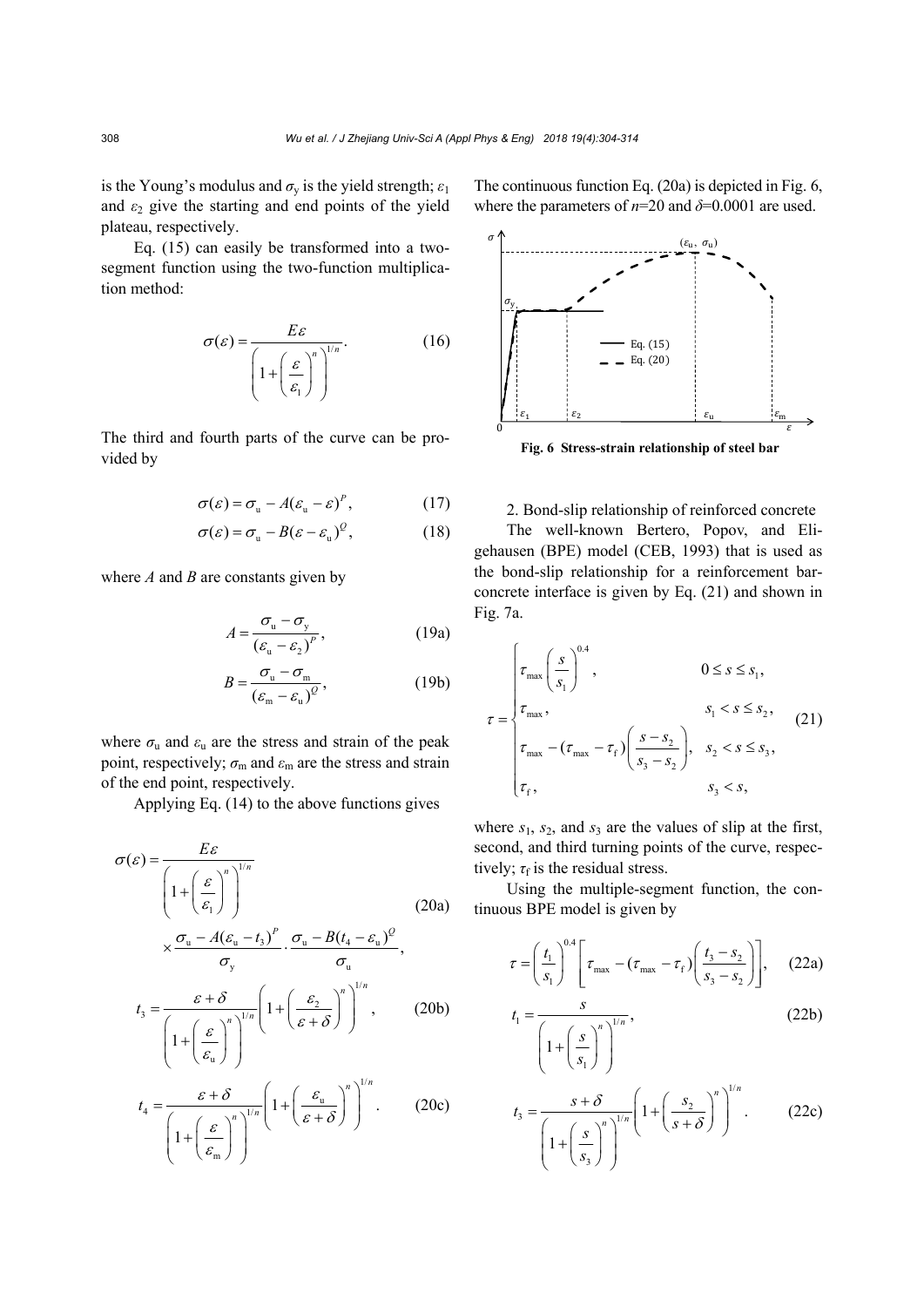is the Young's modulus and $\sigma_y$ is the yield strength; $\varepsilon_1$ and $\varepsilon_2$ give the starting and end points of the yield plateau, respectively.

Eq. (15) can easily be transformed into a two-segment function using the two-function multiplication method:

$$\sigma(\varepsilon)=\frac{E\varepsilon}{\left(1+\left(\frac{\varepsilon}{\varepsilon_1}\right)^n\right)^{1/n}}. \tag{16}$$

The third and fourth parts of the curve can be provided by

$$\sigma(\varepsilon)=\sigma_u - A(\varepsilon_u-\varepsilon)^P, \tag{17}$$

$$\sigma(\varepsilon)=\sigma_u - B(\varepsilon-\varepsilon_u)^Q, \tag{18}$$

where $A$ and $B$ are constants given by

$$A=\frac{\sigma_u-\sigma_y}{(\varepsilon_u-\varepsilon_2)^P}, \tag{19a}$$

$$B=\frac{\sigma_u-\sigma_m}{(\varepsilon_m-\varepsilon_u)^Q}, \tag{19b}$$

where $\sigma_u$ and $\varepsilon_u$ are the stress and strain of the peak point, respectively; $\sigma_m$ and $\varepsilon_m$ are the stress and strain of the end point, respectively.

Applying Eq. (14) to the above functions gives

$$\sigma(\varepsilon)=\frac{E\varepsilon}{\left(1+\left(\frac{\varepsilon}{\varepsilon_1}\right)^n\right)^{1/n}} \times \frac{\sigma_u - A(\varepsilon_u-t_3)^P}{\sigma_y}\cdot\frac{\sigma_u - B(t_4-\varepsilon_u)^Q}{\sigma_u}, \tag{20a}$$

$$t_3=\frac{\varepsilon+\delta}{\left(1+\left(\frac{\varepsilon}{\varepsilon_u}\right)^n\right)^{1/n}}\left(1+\left(\frac{\varepsilon_2}{\varepsilon+\delta}\right)^n\right)^{1/n}, \tag{20b}$$

$$t_4=\frac{\varepsilon+\delta}{\left(1+\left(\frac{\varepsilon}{\varepsilon_m}\right)^n\right)^{1/n}}\left(1+\left(\frac{\varepsilon_u}{\varepsilon+\delta}\right)^n\right)^{1/n}. \tag{20c}$$

The continuous function Eq. (20a) is depicted in Fig. 6, where the parameters of $n$=20 and $\delta$=0.0001 are used.

**Fig. 6 Stress-strain relationship of steel bar**

2. Bond-slip relationship of reinforced concrete

The well-known Bertero, Popov, and Eligehausen (BPE) model (CEB, 1993) that is used as the bond-slip relationship for a reinforcement bar-concrete interface is given by Eq. (21) and shown in Fig. 7a.

$$\tau=\begin{cases}\tau_{max}\left(\frac{s}{s_1}\right)^{0.4}, & 0\le s\le s_1,\\ \tau_{max}, & s_1<s\le s_2,\\ \tau_{max}-(\tau_{max}-\tau_f)\left(\frac{s-s_2}{s_3-s_2}\right), & s_2<s\le s_3,\\ \tau_f, & s_3<s,\end{cases} \tag{21}$$

where $s_1$, $s_2$, and $s_3$ are the values of slip at the first, second, and third turning points of the curve, respectively; $\tau_f$ is the residual stress.

Using the multiple-segment function, the continuous BPE model is given by

$$\tau=\left(\frac{t_1}{s_1}\right)^{0.4}\left[\tau_{max}-(\tau_{max}-\tau_f)\left(\frac{t_3-s_2}{s_3-s_2}\right)\right], \tag{22a}$$

$$t_1=\frac{s}{\left(1+\left(\frac{s}{s_1}\right)^n\right)^{1/n}}, \tag{22b}$$

$$t_3=\frac{s+\delta}{\left(1+\left(\frac{s}{s_3}\right)^n\right)^{1/n}}\left(1+\left(\frac{s_2}{s+\delta}\right)^n\right)^{1/n}. \tag{22c}$$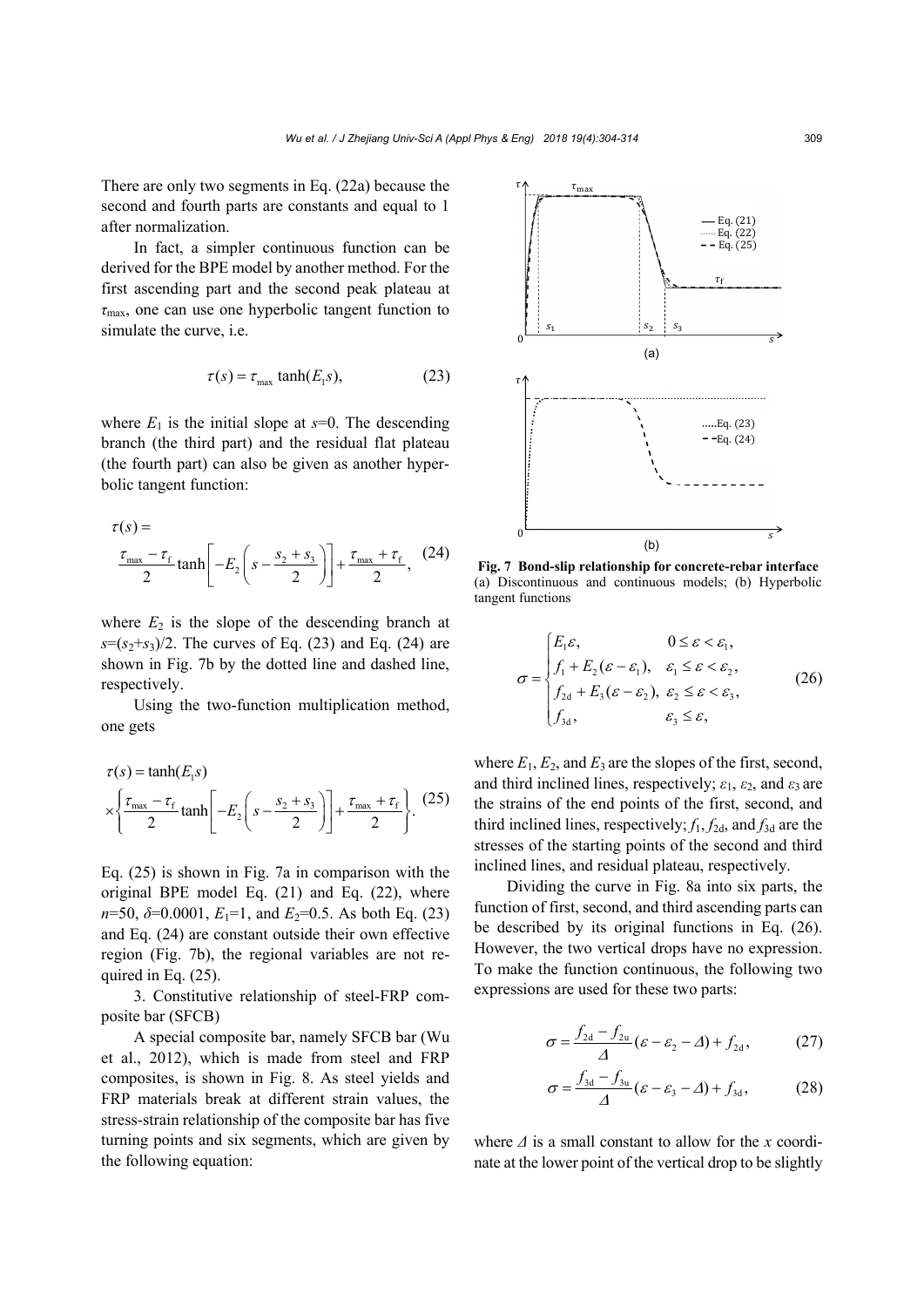There are only two segments in Eq. (22a) because the second and fourth parts are constants and equal to 1 after normalization.

In fact, a simpler continuous function can be derived for the BPE model by another method. For the first ascending part and the second peak plateau at $\tau_{\max}$, one can use one hyperbolic tangent function to simulate the curve, i.e.

$$\tau(s) = \tau_{\max} \tanh(E_1 s), \tag{23}$$

where $E_1$ is the initial slope at $s$=0. The descending branch (the third part) and the residual flat plateau (the fourth part) can also be given as another hyperbolic tangent function:

$$\tau(s) = \frac{\tau_{\max} - \tau_{\mathrm{f}}}{2} \tanh\left[-E_2\left(s - \frac{s_2 + s_3}{2}\right)\right] + \frac{\tau_{\max} + \tau_{\mathrm{f}}}{2}, \tag{24}$$

where $E_2$ is the slope of the descending branch at $s$=($s_2$+$s_3$)/2. The curves of Eq. (23) and Eq. (24) are shown in Fig. 7b by the dotted line and dashed line, respectively.

Using the two-function multiplication method, one gets

$$\tau(s) = \tanh(E_1 s) \times \left\{\frac{\tau_{\max} - \tau_{\mathrm{f}}}{2} \tanh\left[-E_2\left(s - \frac{s_2 + s_3}{2}\right)\right] + \frac{\tau_{\max} + \tau_{\mathrm{f}}}{2}\right\}. \tag{25}$$

Eq. (25) is shown in Fig. 7a in comparison with the original BPE model Eq. (21) and Eq. (22), where $n$=50, $\delta$=0.0001, $E_1$=1, and $E_2$=0.5. As both Eq. (23) and Eq. (24) are constant outside their own effective region (Fig. 7b), the regional variables are not required in Eq. (25).

3. Constitutive relationship of steel-FRP composite bar (SFCB)

A special composite bar, namely SFCB bar (Wu et al., 2012), which is made from steel and FRP composites, is shown in Fig. 8. As steel yields and FRP materials break at different strain values, the stress-strain relationship of the composite bar has five turning points and six segments, which are given by the following equation:

**Fig. 7 Bond-slip relationship for concrete-rebar interface**
(a) Discontinuous and continuous models; (b) Hyperbolic tangent functions

$$\sigma = \begin{cases} E_1\varepsilon, & 0 \le \varepsilon < \varepsilon_1, \\ f_1 + E_2(\varepsilon - \varepsilon_1), & \varepsilon_1 \le \varepsilon < \varepsilon_2, \\ f_{2\mathrm{d}} + E_3(\varepsilon - \varepsilon_2), & \varepsilon_2 \le \varepsilon < \varepsilon_3, \\ f_{3\mathrm{d}}, & \varepsilon_3 \le \varepsilon, \end{cases} \tag{26}$$

where $E_1$, $E_2$, and $E_3$ are the slopes of the first, second, and third inclined lines, respectively; $\varepsilon_1$, $\varepsilon_2$, and $\varepsilon_3$ are the strains of the end points of the first, second, and third inclined lines, respectively; $f_1$, $f_{2\mathrm{d}}$, and $f_{3\mathrm{d}}$ are the stresses of the starting points of the second and third inclined lines, and residual plateau, respectively.

Dividing the curve in Fig. 8a into six parts, the function of first, second, and third ascending parts can be described by its original functions in Eq. (26). However, the two vertical drops have no expression. To make the function continuous, the following two expressions are used for these two parts:

$$\sigma = \frac{f_{2\mathrm{d}} - f_{2\mathrm{u}}}{\Delta}(\varepsilon - \varepsilon_2 - \Delta) + f_{2\mathrm{d}}, \tag{27}$$

$$\sigma = \frac{f_{3\mathrm{d}} - f_{3\mathrm{u}}}{\Delta}(\varepsilon - \varepsilon_3 - \Delta) + f_{3\mathrm{d}}, \tag{28}$$

where $\Delta$ is a small constant to allow for the $x$ coordinate at the lower point of the vertical drop to be slightly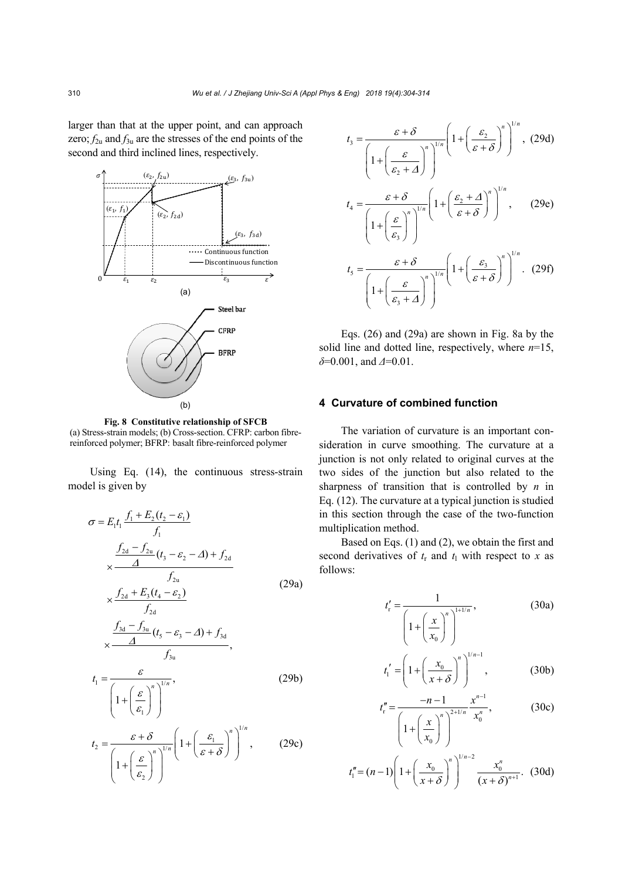larger than that at the upper point, and can approach zero; $f_{2u}$ and $f_{3u}$ are the stresses of the end points of the second and third inclined lines, respectively.

**Fig. 8 Constitutive relationship of SFCB**
(a) Stress-strain models; (b) Cross-section. CFRP: carbon fibre-reinforced polymer; BFRP: basalt fibre-reinforced polymer

Using Eq. (14), the continuous stress-strain model is given by

$$\sigma = E_1 t_1 \frac{f_1 + E_2(t_2-\varepsilon_1)}{f_1} \times \frac{\dfrac{f_{2d}-f_{2u}}{\Delta}(t_3-\varepsilon_2-\Delta)+f_{2d}}{f_{2u}} \times \frac{f_{2d}+E_3(t_4-\varepsilon_2)}{f_{2d}} \times \frac{\dfrac{f_{3d}-f_{3u}}{\Delta}(t_5-\varepsilon_3-\Delta)+f_{3d}}{f_{3u}}, \tag{29a}$$

$$t_1 = \frac{\varepsilon}{\left(1+\left(\dfrac{\varepsilon}{\varepsilon_1}\right)^n\right)^{1/n}}, \tag{29b}$$

$$t_2 = \frac{\varepsilon+\delta}{\left(1+\left(\dfrac{\varepsilon}{\varepsilon_2}\right)^n\right)^{1/n}}\left(1+\left(\frac{\varepsilon_1}{\varepsilon+\delta}\right)^n\right)^{1/n}, \tag{29c}$$

$$t_3 = \frac{\varepsilon+\delta}{\left(1+\left(\dfrac{\varepsilon}{\varepsilon_2+\Delta}\right)^n\right)^{1/n}}\left(1+\left(\frac{\varepsilon_2}{\varepsilon+\delta}\right)^n\right)^{1/n}, \tag{29d}$$

$$t_4 = \frac{\varepsilon+\delta}{\left(1+\left(\dfrac{\varepsilon}{\varepsilon_3}\right)^n\right)^{1/n}}\left(1+\left(\frac{\varepsilon_2+\Delta}{\varepsilon+\delta}\right)^n\right)^{1/n}, \tag{29e}$$

$$t_5 = \frac{\varepsilon+\delta}{\left(1+\left(\dfrac{\varepsilon}{\varepsilon_3+\Delta}\right)^n\right)^{1/n}}\left(1+\left(\frac{\varepsilon_3}{\varepsilon+\delta}\right)^n\right)^{1/n}. \tag{29f}$$

Eqs. (26) and (29a) are shown in Fig. 8a by the solid line and dotted line, respectively, where $n$=15, $\delta$=0.001, and $\Delta$=0.01.

## 4 Curvature of combined function

The variation of curvature is an important consideration in curve smoothing. The curvature at a junction is not only related to original curves at the two sides of the junction but also related to the sharpness of transition that is controlled by $n$ in Eq. (12). The curvature at a typical junction is studied in this section through the case of the two-function multiplication method.

Based on Eqs. (1) and (2), we obtain the first and second derivatives of $t_r$ and $t_l$ with respect to $x$ as follows:

$$t_r' = \frac{1}{\left(1+\left(\dfrac{x}{x_0}\right)^n\right)^{1+1/n}}, \tag{30a}$$

$$t_l' = \left(1+\left(\frac{x_0}{x+\delta}\right)^n\right)^{1/n-1}, \tag{30b}$$

$$t_r'' = \frac{-n-1}{\left(1+\left(\dfrac{x}{x_0}\right)^n\right)^{2+1/n}}\frac{x^{n-1}}{x_0^n}, \tag{30c}$$

$$t_l'' = (n-1)\left(1+\left(\frac{x_0}{x+\delta}\right)^n\right)^{1/n-2}\frac{x_0^n}{(x+\delta)^{n+1}}. \tag{30d}$$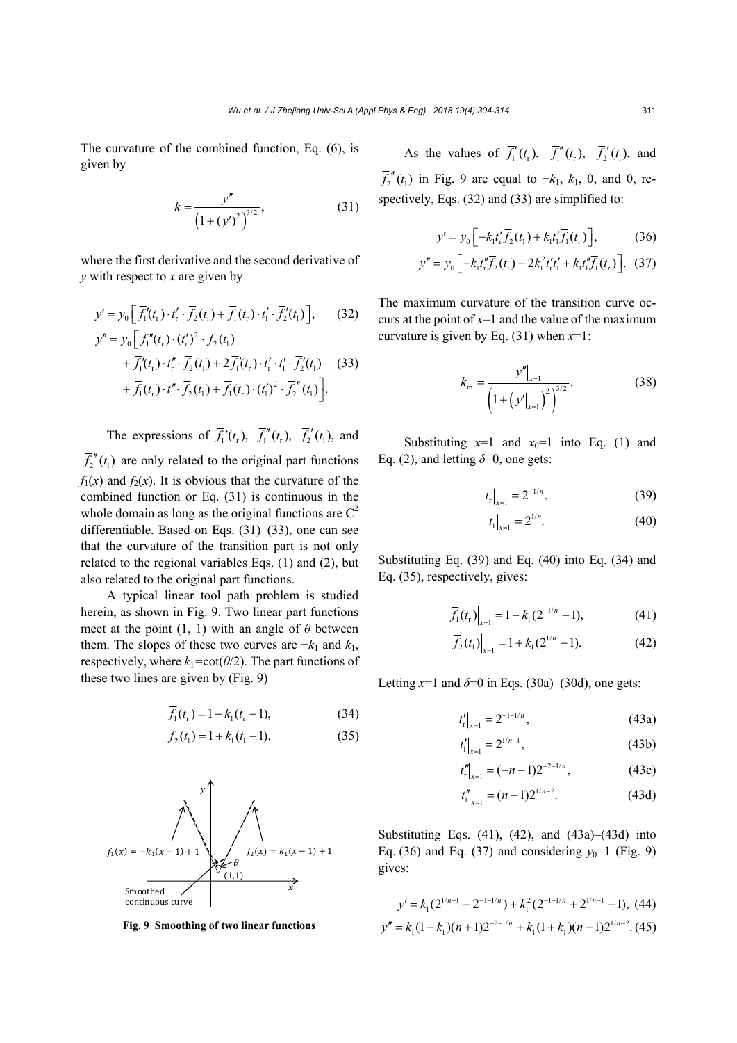The curvature of the combined function, Eq. (6), is given by

$$k=\frac{y''}{\left(1+(y')^2\right)^{3/2}}, \tag{31}$$

where the first derivative and the second derivative of $y$ with respect to $x$ are given by

$$y'=y_0\left[\bar{f}_1'(t_r)\cdot t_r'\cdot \bar{f}_2(t_1)+\bar{f}_1(t_r)\cdot t_1'\cdot \bar{f}_2'(t_1)\right], \tag{32}$$

$$\begin{aligned}y''=y_0\Big[&\bar{f}_1''(t_r)\cdot (t_r')^2\cdot \bar{f}_2(t_1)\\&+\bar{f}_1'(t_r)\cdot t_r''\cdot \bar{f}_2(t_1)+2\bar{f}_1'(t_r)\cdot t_r'\cdot t_1'\cdot \bar{f}_2'(t_1)\\&+\bar{f}_1(t_r)\cdot t_1''\cdot \bar{f}_2(t_1)+\bar{f}_1(t_r)\cdot (t_1')^2\cdot \bar{f}_2''(t_1)\Big].\end{aligned} \tag{33}$$

The expressions of $\bar{f}_1'(t_r)$, $\bar{f}_1''(t_r)$, $\bar{f}_2'(t_1)$, and $\bar{f}_2''(t_1)$ are only related to the original part functions $f_1(x)$ and $f_2(x)$. It is obvious that the curvature of the combined function or Eq. (31) is continuous in the whole domain as long as the original functions are $C^2$ differentiable. Based on Eqs. (31)–(33), one can see that the curvature of the transition part is not only related to the regional variables Eqs. (1) and (2), but also related to the original part functions.

A typical linear tool path problem is studied herein, as shown in Fig. 9. Two linear part functions meet at the point (1, 1) with an angle of $\theta$ between them. The slopes of these two curves are $-k_1$ and $k_1$, respectively, where $k_1=\cot(\theta/2)$. The part functions of these two lines are given by (Fig. 9)

$$\bar{f}_1(t_r)=1-k_1(t_r-1), \tag{34}$$

$$\bar{f}_2(t_1)=1+k_1(t_1-1). \tag{35}$$

$f_1(x)=-k_1(x-1)+1$ $\quad f_2(x)=k_1(x-1)+1$ $\quad \theta$ $\quad (1,1)$ $\quad$ Smoothed continuous curve

**Fig. 9 Smoothing of two linear functions**

As the values of $\bar{f}_1'(t_r)$, $\bar{f}_1''(t_r)$, $\bar{f}_2'(t_1)$, and $\bar{f}_2''(t_1)$ in Fig. 9 are equal to $-k_1$, $k_1$, 0, and 0, respectively, Eqs. (32) and (33) are simplified to:

$$y'=y_0\left[-k_1t_r'\bar{f}_2(t_1)+k_1t_1'\bar{f}_1(t_r)\right], \tag{36}$$

$$y''=y_0\left[-k_1t_r''\bar{f}_2(t_1)-2k_1^2t_r't_1'+k_1t_1''\bar{f}_1(t_r)\right]. \tag{37}$$

The maximum curvature of the transition curve occurs at the point of $x$=1 and the value of the maximum curvature is given by Eq. (31) when $x$=1:

$$k_m=\frac{y''\big|_{x=1}}{\left(1+\left(y'\big|_{x=1}\right)^2\right)^{3/2}}. \tag{38}$$

Substituting $x$=1 and $x_0$=1 into Eq. (1) and Eq. (2), and letting $\delta$=0, one gets:

$$t_r\big|_{x=1}=2^{-1/n}, \tag{39}$$

$$t_1\big|_{x=1}=2^{1/n}. \tag{40}$$

Substituting Eq. (39) and Eq. (40) into Eq. (34) and Eq. (35), respectively, gives:

$$\bar{f}_1(t_r)\big|_{x=1}=1-k_1(2^{-1/n}-1), \tag{41}$$

$$\bar{f}_2(t_1)\big|_{x=1}=1+k_1(2^{1/n}-1). \tag{42}$$

Letting $x$=1 and $\delta$=0 in Eqs. (30a)–(30d), one gets:

$$t_r'\big|_{x=1}=2^{-1-1/n}, \tag{43a}$$

$$t_1'\big|_{x=1}=2^{1/n-1}, \tag{43b}$$

$$t_r''\big|_{x=1}=(-n-1)2^{-2-1/n}, \tag{43c}$$

$$t_1''\big|_{x=1}=(n-1)2^{1/n-2}. \tag{43d}$$

Substituting Eqs. (41), (42), and (43a)–(43d) into Eq. (36) and Eq. (37) and considering $y_0$=1 (Fig. 9) gives:

$$y'=k_1(2^{1/n-1}-2^{-1-1/n})+k_1^2(2^{-1-1/n}+2^{1/n-1}-1), \tag{44}$$

$$y''=k_1(1-k_1)(n+1)2^{-2-1/n}+k_1(1+k_1)(n-1)2^{1/n-2}. \tag{45}$$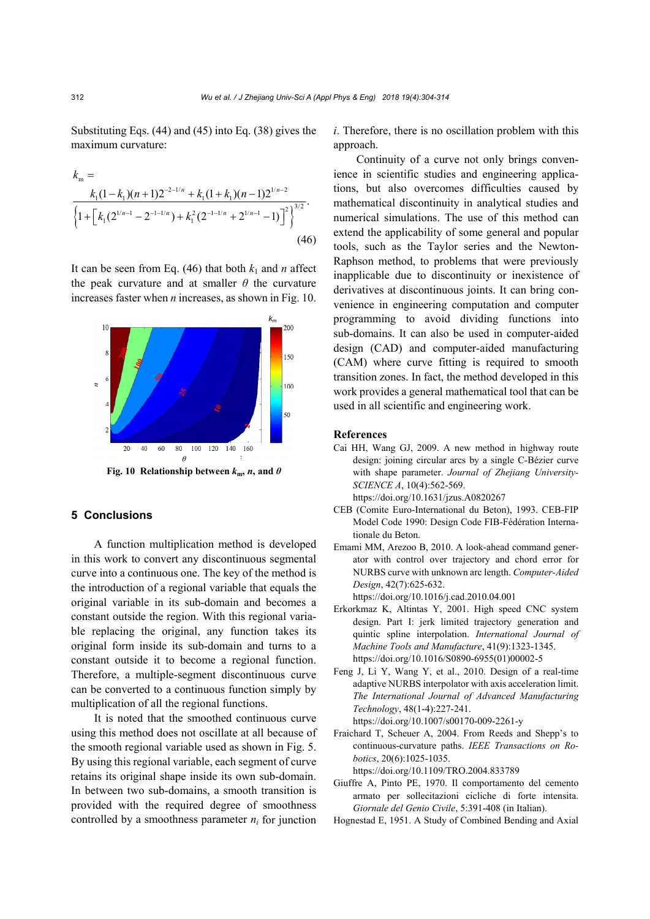Substituting Eqs. (44) and (45) into Eq. (38) gives the maximum curvature:

$$k_{\mathrm{m}} = \frac{k_1(1-k_1)(n+1)2^{-2-1/n} + k_1(1+k_1)(n-1)2^{1/n-2}}{\left\{1+\left[k_1(2^{1/n-1}-2^{-1-1/n}) + k_1^2(2^{-1-1/n}+2^{1/n-1}-1)\right]^2\right\}^{3/2}}. \tag{46}$$

It can be seen from Eq. (46) that both $k_1$ and $n$ affect the peak curvature and at smaller $\theta$ the curvature increases faster when $n$ increases, as shown in Fig. 10.

$k_{\mathrm{m}}$

200

150

100

50

10

8

6

4

2

$n$

20 40 60 80 100 120 140 160

$\theta$

200

100

50

25

10

2

**Fig. 10 Relationship between $k_{\mathrm{m}}$, $n$, and $\theta$**

## 5 Conclusions

A function multiplication method is developed in this work to convert any discontinuous segmental curve into a continuous one. The key of the method is the introduction of a regional variable that equals the original variable in its sub-domain and becomes a constant outside the region. With this regional variable replacing the original, any function takes its original form inside its sub-domain and turns to a constant outside it to become a regional function. Therefore, a multiple-segment discontinuous curve can be converted to a continuous function simply by multiplication of all the regional functions.

It is noted that the smoothed continuous curve using this method does not oscillate at all because of the smooth regional variable used as shown in Fig. 5. By using this regional variable, each segment of curve retains its original shape inside its own sub-domain. In between two sub-domains, a smooth transition is provided with the required degree of smoothness controlled by a smoothness parameter $n_i$ for junction $i$. Therefore, there is no oscillation problem with this approach.

Continuity of a curve not only brings convenience in scientific studies and engineering applications, but also overcomes difficulties caused by mathematical discontinuity in analytical studies and numerical simulations. The use of this method can extend the applicability of some general and popular tools, such as the Taylor series and the Newton-Raphson method, to problems that were previously inapplicable due to discontinuity or inexistence of derivatives at discontinuous joints. It can bring convenience in engineering computation and computer programming to avoid dividing functions into sub-domains. It can also be used in computer-aided design (CAD) and computer-aided manufacturing (CAM) where curve fitting is required to smooth transition zones. In fact, the method developed in this work provides a general mathematical tool that can be used in all scientific and engineering work.

## References

Cai HH, Wang GJ, 2009. A new method in highway route design: joining circular arcs by a single C-Bézier curve with shape parameter. *Journal of Zhejiang University-SCIENCE A*, 10(4):562-569. https://doi.org/10.1631/jzus.A0820267

CEB (Comite Euro-International du Beton), 1993. CEB-FIP Model Code 1990: Design Code FIB-Fédération Internationale du Beton.

Emami MM, Arezoo B, 2010. A look-ahead command generator with control over trajectory and chord error for NURBS curve with unknown arc length. *Computer-Aided Design*, 42(7):625-632. https://doi.org/10.1016/j.cad.2010.04.001

Erkorkmaz K, Altintas Y, 2001. High speed CNC system design. Part I: jerk limited trajectory generation and quintic spline interpolation. *International Journal of Machine Tools and Manufacture*, 41(9):1323-1345. https://doi.org/10.1016/S0890-6955(01)00002-5

Feng J, Li Y, Wang Y, et al., 2010. Design of a real-time adaptive NURBS interpolator with axis acceleration limit. *The International Journal of Advanced Manufacturing Technology*, 48(1-4):227-241. https://doi.org/10.1007/s00170-009-2261-y

Fraichard T, Scheuer A, 2004. From Reeds and Shepp's to continuous-curvature paths. *IEEE Transactions on Robotics*, 20(6):1025-1035. https://doi.org/10.1109/TRO.2004.833789

Giuffre A, Pinto PE, 1970. Il comportamento del cemento armato per sollecitazioni cicliche di forte intensita. *Giornale del Genio Civile*, 5:391-408 (in Italian).

Hognestad E, 1951. A Study of Combined Bending and Axial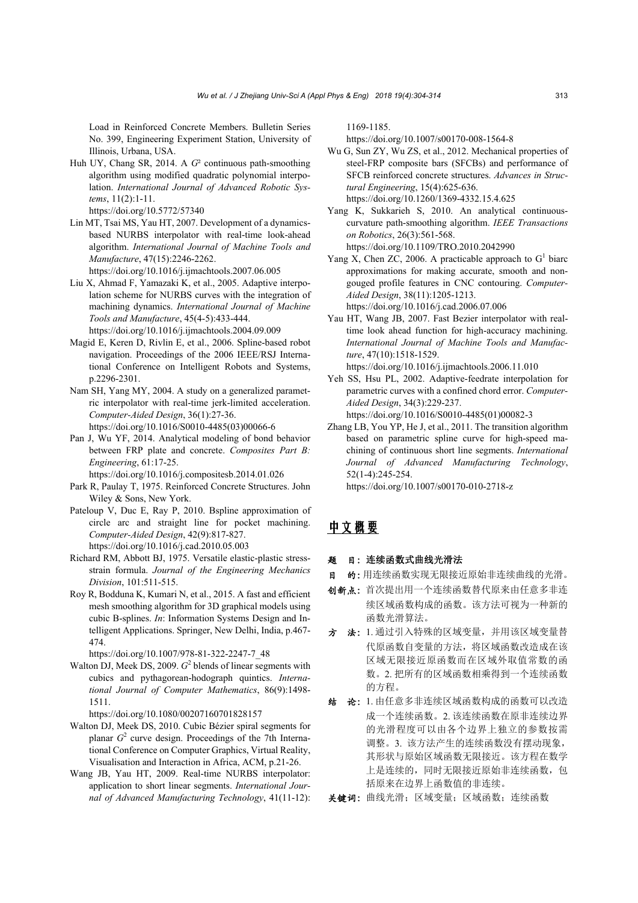Load in Reinforced Concrete Members. Bulletin Series No. 399, Engineering Experiment Station, University of Illinois, Urbana, USA.

Huh UY, Chang SR, 2014. A $G^2$ continuous path-smoothing algorithm using modified quadratic polynomial interpolation. *International Journal of Advanced Robotic Systems*, 11(2):1-11.
https://doi.org/10.5772/57340

Lin MT, Tsai MS, Yau HT, 2007. Development of a dynamics-based NURBS interpolator with real-time look-ahead algorithm. *International Journal of Machine Tools and Manufacture*, 47(15):2246-2262.
https://doi.org/10.1016/j.ijmachtools.2007.06.005

Liu X, Ahmad F, Yamazaki K, et al., 2005. Adaptive interpolation scheme for NURBS curves with the integration of machining dynamics. *International Journal of Machine Tools and Manufacture*, 45(4-5):433-444.
https://doi.org/10.1016/j.ijmachtools.2004.09.009

Magid E, Keren D, Rivlin E, et al., 2006. Spline-based robot navigation. Proceedings of the 2006 IEEE/RSJ International Conference on Intelligent Robots and Systems, p.2296-2301.

Nam SH, Yang MY, 2004. A study on a generalized parametric interpolator with real-time jerk-limited acceleration. *Computer-Aided Design*, 36(1):27-36.
https://doi.org/10.1016/S0010-4485(03)00066-6

Pan J, Wu YF, 2014. Analytical modeling of bond behavior between FRP plate and concrete. *Composites Part B: Engineering*, 61:17-25.
https://doi.org/10.1016/j.compositesb.2014.01.026

Park R, Paulay T, 1975. Reinforced Concrete Structures. John Wiley & Sons, New York.

Pateloup V, Duc E, Ray P, 2010. Bspline approximation of circle arc and straight line for pocket machining. *Computer-Aided Design*, 42(9):817-827.
https://doi.org/10.1016/j.cad.2010.05.003

Richard RM, Abbott BJ, 1975. Versatile elastic-plastic stress-strain formula. *Journal of the Engineering Mechanics Division*, 101:511-515.

Roy R, Bodduna K, Kumari N, et al., 2015. A fast and efficient mesh smoothing algorithm for 3D graphical models using cubic B-splines. *In*: Information Systems Design and Intelligent Applications. Springer, New Delhi, India, p.467-474.
https://doi.org/10.1007/978-81-322-2247-7_48

Walton DJ, Meek DS, 2009. $G^2$ blends of linear segments with cubics and pythagorean-hodograph quintics. *International Journal of Computer Mathematics*, 86(9):1498-1511.
https://doi.org/10.1080/00207160701828157

Walton DJ, Meek DS, 2010. Cubic Bézier spiral segments for planar $G^2$ curve design. Proceedings of the 7th International Conference on Computer Graphics, Virtual Reality, Visualisation and Interaction in Africa, ACM, p.21-26.

Wang JB, Yau HT, 2009. Real-time NURBS interpolator: application to short linear segments. *International Journal of Advanced Manufacturing Technology*, 41(11-12):1169-1185.
https://doi.org/10.1007/s00170-008-1564-8

Wu G, Sun ZY, Wu ZS, et al., 2012. Mechanical properties of steel-FRP composite bars (SFCBs) and performance of SFCB reinforced concrete structures. *Advances in Structural Engineering*, 15(4):625-636.
https://doi.org/10.1260/1369-4332.15.4.625

Yang K, Sukkarieh S, 2010. An analytical continuous-curvature path-smoothing algorithm. *IEEE Transactions on Robotics*, 26(3):561-568.
https://doi.org/10.1109/TRO.2010.2042990

Yang X, Chen ZC, 2006. A practicable approach to $G^1$ biarc approximations for making accurate, smooth and non-gouged profile features in CNC contouring. *Computer-Aided Design*, 38(11):1205-1213.
https://doi.org/10.1016/j.cad.2006.07.006

Yau HT, Wang JB, 2007. Fast Bezier interpolator with real-time look ahead function for high-accuracy machining. *International Journal of Machine Tools and Manufacture*, 47(10):1518-1529.
https://doi.org/10.1016/j.ijmachtools.2006.11.010

Yeh SS, Hsu PL, 2002. Adaptive-feedrate interpolation for parametric curves with a confined chord error. *Computer-Aided Design*, 34(3):229-237.
https://doi.org/10.1016/S0010-4485(01)00082-3

Zhang LB, You YP, He J, et al., 2011. The transition algorithm based on parametric spline curve for high-speed machining of continuous short line segments. *International Journal of Advanced Manufacturing Technology*, 52(1-4):245-254.
https://doi.org/10.1007/s00170-010-2718-z

## 中文概要

**题　目：连续函数式曲线光滑法**

**目　的：**用连续函数实现无限接近原始非连续曲线的光滑。

**创新点：**首次提出用一个连续函数替代原来由任意多非连续区域函数构成的函数。该方法可视为一种新的函数光滑算法。

**方　法：**1. 通过引入特殊的区域变量，并用该区域变量替代原函数自变量的方法，将区域函数改造成在该区域无限接近原函数而在区域外取值常数的函数。2. 把所有的区域函数相乘得到一个连续函数的方程。

**结　论：**1. 由任意多非连续区域函数构成的函数可以改造成一个连续函数。2. 该连续函数在原非连续边界的光滑程度可以由各个边界上独立的参数按需调整。3. 该方法产生的连续函数没有摆动现象，其形状与原始区域函数无限接近。该方程在数学上是连续的，同时无限接近原始非连续函数，包括原来在边界上函数值的非连续。

**关键词：**曲线光滑；区域变量；区域函数；连续函数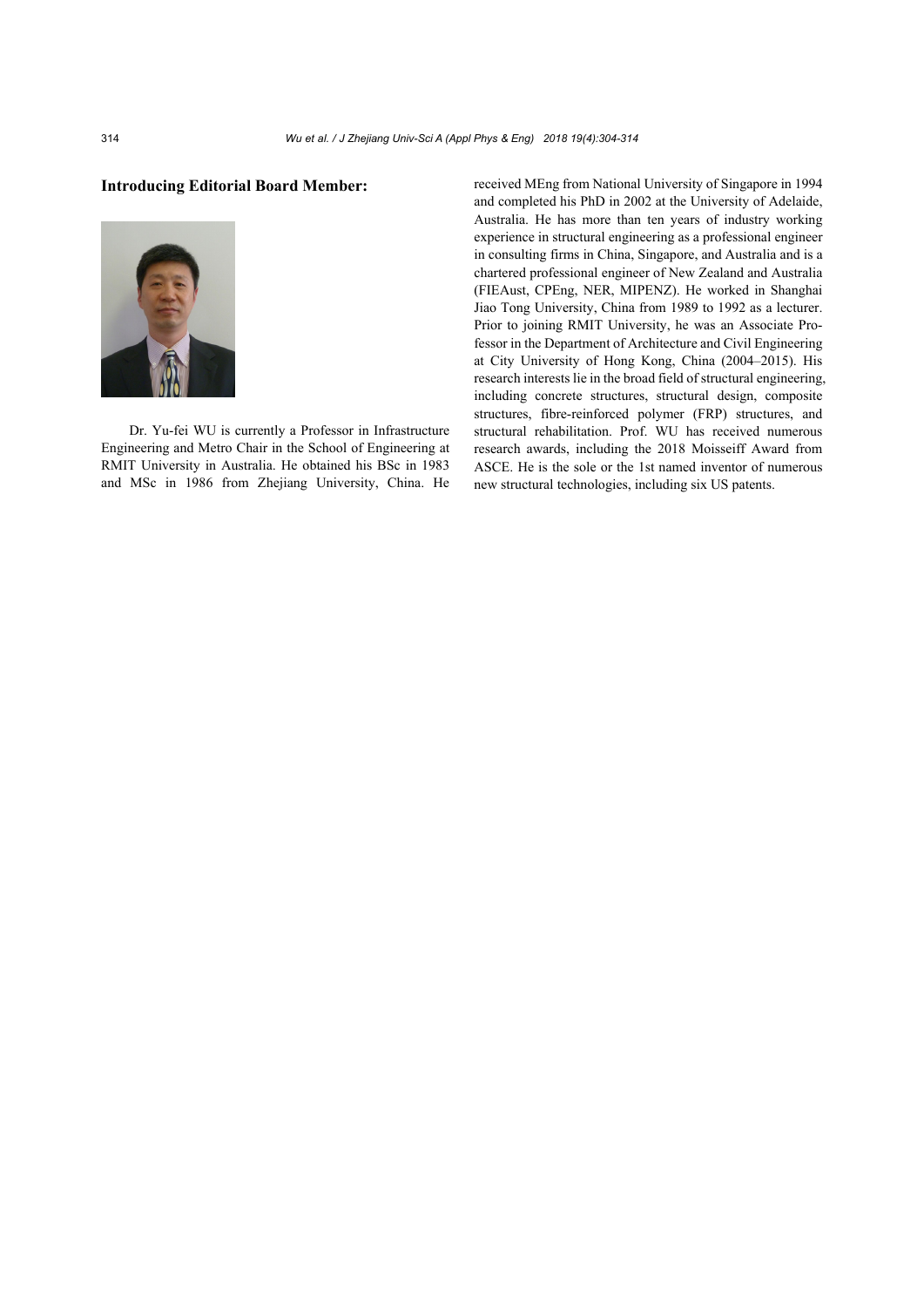## Introducing Editorial Board Member:

Dr. Yu-fei WU is currently a Professor in Infrastructure Engineering and Metro Chair in the School of Engineering at RMIT University in Australia. He obtained his BSc in 1983 and MSc in 1986 from Zhejiang University, China. He received MEng from National University of Singapore in 1994 and completed his PhD in 2002 at the University of Adelaide, Australia. He has more than ten years of industry working experience in structural engineering as a professional engineer in consulting firms in China, Singapore, and Australia and is a chartered professional engineer of New Zealand and Australia (FIEAust, CPEng, NER, MIPENZ). He worked in Shanghai Jiao Tong University, China from 1989 to 1992 as a lecturer. Prior to joining RMIT University, he was an Associate Professor in the Department of Architecture and Civil Engineering at City University of Hong Kong, China (2004–2015). His research interests lie in the broad field of structural engineering, including concrete structures, structural design, composite structures, fibre-reinforced polymer (FRP) structures, and structural rehabilitation. Prof. WU has received numerous research awards, including the 2018 Moisseiff Award from ASCE. He is the sole or the 1st named inventor of numerous new structural technologies, including six US patents.